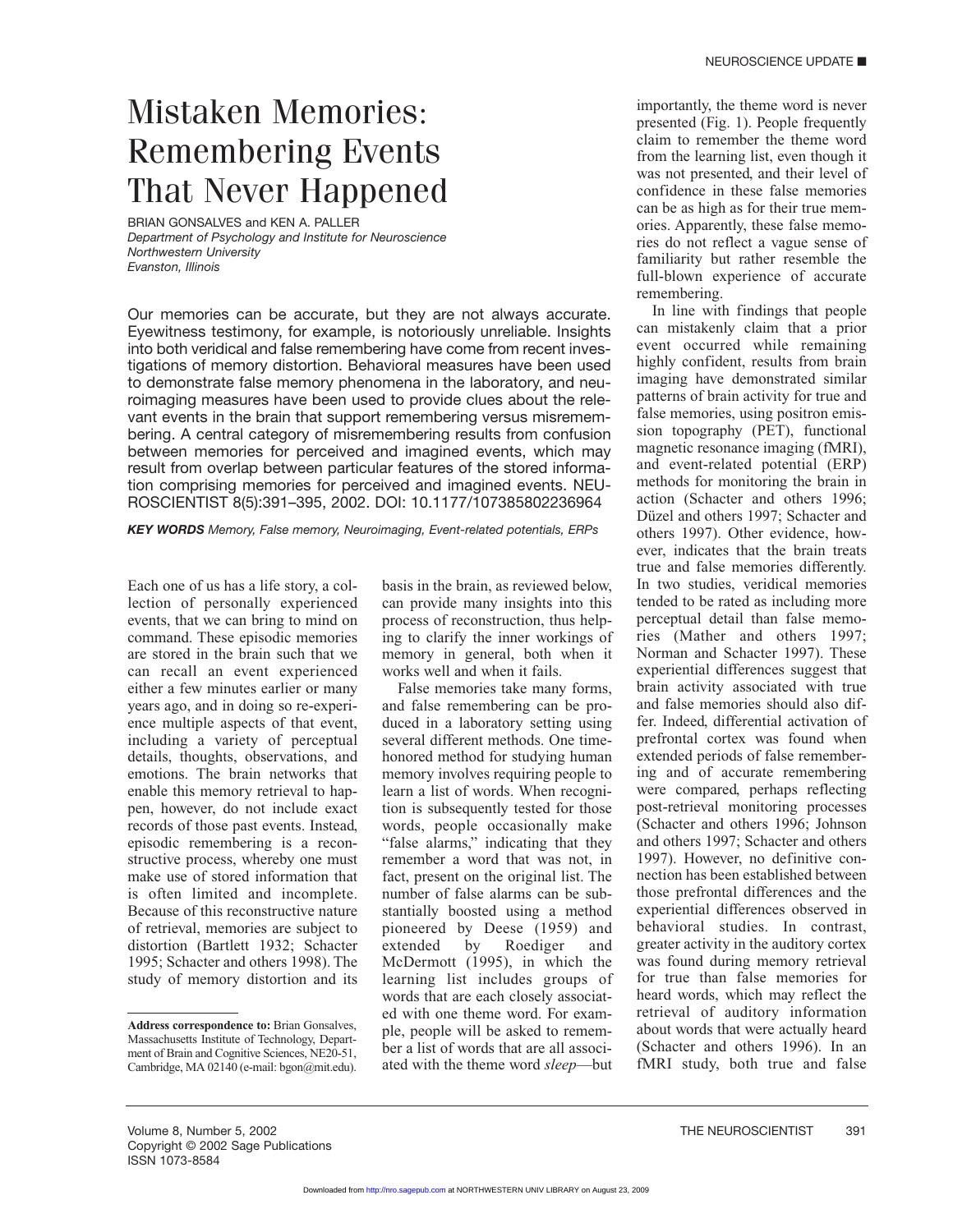# Mistaken Memories: Remembering Events That Never Happened

BRIAN GONSALVES and KEN A. PALLER
*Department of Psychology and Institute for Neuroscience*
*Northwestern University*
*Evanston, Illinois*

Our memories can be accurate, but they are not always accurate. Eyewitness testimony, for example, is notoriously unreliable. Insights into both veridical and false remembering have come from recent investigations of memory distortion. Behavioral measures have been used to demonstrate false memory phenomena in the laboratory, and neuroimaging measures have been used to provide clues about the relevant events in the brain that support remembering versus misremembering. A central category of misremembering results from confusion between memories for perceived and imagined events, which may result from overlap between particular features of the stored information comprising memories for perceived and imagined events. NEUROSCIENTIST 8(5):391–395, 2002. DOI: 10.1177/107385802236964

***KEY WORDS*** *Memory, False memory, Neuroimaging, Event-related potentials, ERPs*

Each one of us has a life story, a collection of personally experienced events, that we can bring to mind on command. These episodic memories are stored in the brain such that we can recall an event experienced either a few minutes earlier or many years ago, and in doing so re-experience multiple aspects of that event, including a variety of perceptual details, thoughts, observations, and emotions. The brain networks that enable this memory retrieval to happen, however, do not include exact records of those past events. Instead, episodic remembering is a reconstructive process, whereby one must make use of stored information that is often limited and incomplete. Because of this reconstructive nature of retrieval, memories are subject to distortion (Bartlett 1932; Schacter 1995; Schacter and others 1998). The study of memory distortion and its basis in the brain, as reviewed below, can provide many insights into this process of reconstruction, thus helping to clarify the inner workings of memory in general, both when it works well and when it fails.

False memories take many forms, and false remembering can be produced in a laboratory setting using several different methods. One time-honored method for studying human memory involves requiring people to learn a list of words. When recognition is subsequently tested for those words, people occasionally make "false alarms," indicating that they remember a word that was not, in fact, present on the original list. The number of false alarms can be substantially boosted using a method pioneered by Deese (1959) and extended by Roediger and McDermott (1995), in which the learning list includes groups of words that are each closely associated with one theme word. For example, people will be asked to remember a list of words that are all associated with the theme word *sleep*—but importantly, the theme word is never presented (Fig. 1). People frequently claim to remember the theme word from the learning list, even though it was not presented, and their level of confidence in these false memories can be as high as for their true memories. Apparently, these false memories do not reflect a vague sense of familiarity but rather resemble the full-blown experience of accurate remembering.

In line with findings that people can mistakenly claim that a prior event occurred while remaining highly confident, results from brain imaging have demonstrated similar patterns of brain activity for true and false memories, using positron emission topography (PET), functional magnetic resonance imaging (fMRI), and event-related potential (ERP) methods for monitoring the brain in action (Schacter and others 1996; Düzel and others 1997; Schacter and others 1997). Other evidence, however, indicates that the brain treats true and false memories differently. In two studies, veridical memories tended to be rated as including more perceptual detail than false memories (Mather and others 1997; Norman and Schacter 1997). These experiential differences suggest that brain activity associated with true and false memories should also differ. Indeed, differential activation of prefrontal cortex was found when extended periods of false remembering and of accurate remembering were compared, perhaps reflecting post-retrieval monitoring processes (Schacter and others 1996; Johnson and others 1997; Schacter and others 1997). However, no definitive connection has been established between those prefrontal differences and the experiential differences observed in behavioral studies. In contrast, greater activity in the auditory cortex was found during memory retrieval for true than false memories for heard words, which may reflect the retrieval of auditory information about words that were actually heard (Schacter and others 1996). In an fMRI study, both true and false

---

**Address correspondence to:** Brian Gonsalves, Massachusetts Institute of Technology, Department of Brain and Cognitive Sciences, NE20-51, Cambridge, MA 02140 (e-mail: bgon@mit.edu).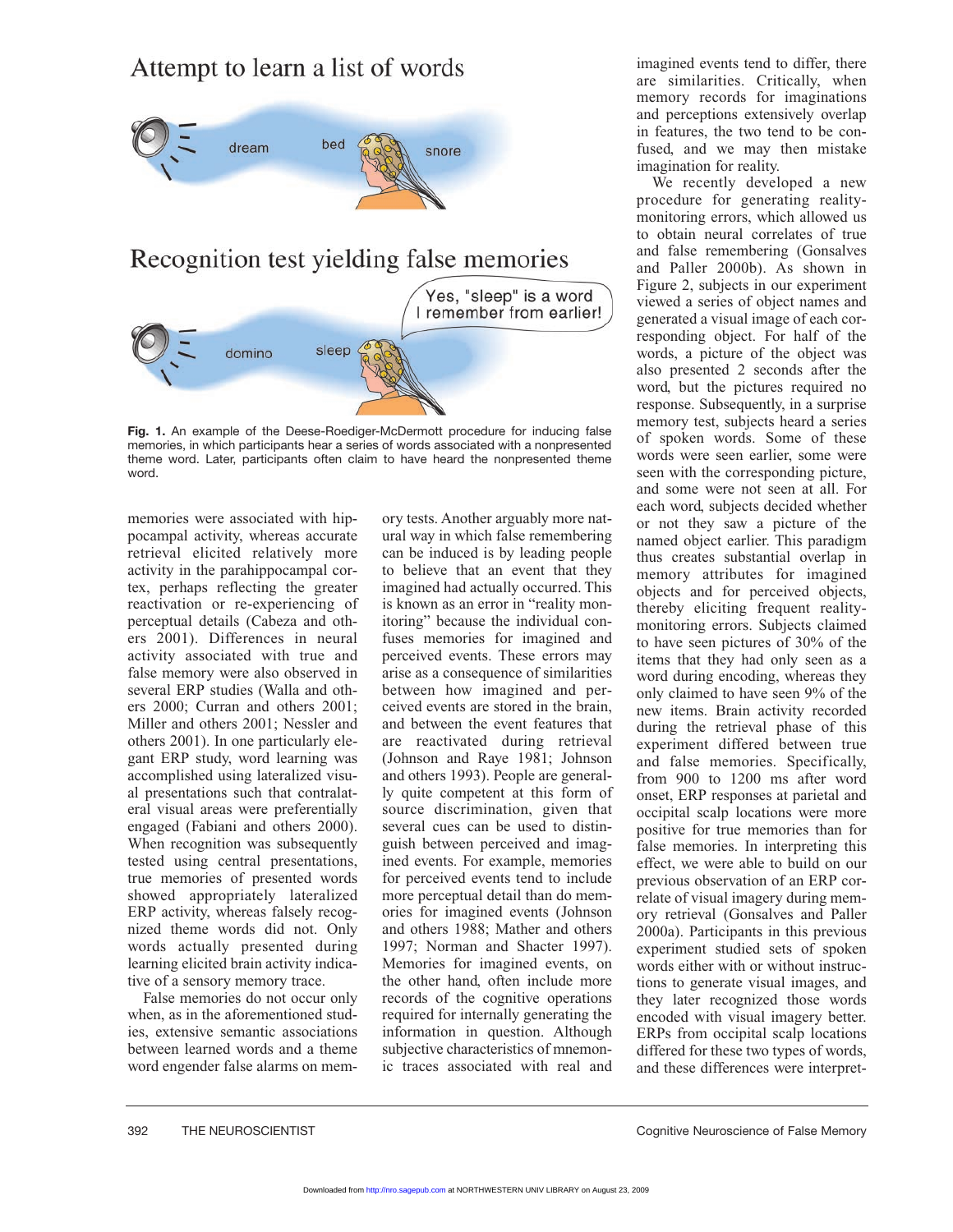Fig. 1. An example of the Deese-Roediger-McDermott procedure for inducing false memories, in which participants hear a series of words associated with a nonpresented theme word. Later, participants often claim to have heard the nonpresented theme word.

memories were associated with hippocampal activity, whereas accurate retrieval elicited relatively more activity in the parahippocampal cortex, perhaps reflecting the greater reactivation or re-experiencing of perceptual details (Cabeza and others 2001). Differences in neural activity associated with true and false memory were also observed in several ERP studies (Walla and others 2000; Curran and others 2001; Miller and others 2001; Nessler and others 2001). In one particularly elegant ERP study, word learning was accomplished using lateralized visual presentations such that contralateral visual areas were preferentially engaged (Fabiani and others 2000). When recognition was subsequently tested using central presentations, true memories of presented words showed appropriately lateralized ERP activity, whereas falsely recognized theme words did not. Only words actually presented during learning elicited brain activity indicative of a sensory memory trace.

False memories do not occur only when, as in the aforementioned studies, extensive semantic associations between learned words and a theme word engender false alarms on memory tests. Another arguably more natural way in which false remembering can be induced is by leading people to believe that an event that they imagined had actually occurred. This is known as an error in "reality monitoring" because the individual confuses memories for imagined and perceived events. These errors may arise as a consequence of similarities between how imagined and perceived events are stored in the brain, and between the event features that are reactivated during retrieval (Johnson and Raye 1981; Johnson and others 1993). People are generally quite competent at this form of source discrimination, given that several cues can be used to distinguish between perceived and imagined events. For example, memories for perceived events tend to include more perceptual detail than do memories for imagined events (Johnson and others 1988; Mather and others 1997; Norman and Shacter 1997). Memories for imagined events, on the other hand, often include more records of the cognitive operations required for internally generating the information in question. Although subjective characteristics of mnemonic traces associated with real and imagined events tend to differ, there are similarities. Critically, when memory records for imaginations and perceptions extensively overlap in features, the two tend to be confused, and we may then mistake imagination for reality.

We recently developed a new procedure for generating reality-monitoring errors, which allowed us to obtain neural correlates of true and false remembering (Gonsalves and Paller 2000b). As shown in Figure 2, subjects in our experiment viewed a series of object names and generated a visual image of each corresponding object. For half of the words, a picture of the object was also presented 2 seconds after the word, but the pictures required no response. Subsequently, in a surprise memory test, subjects heard a series of spoken words. Some of these words were seen earlier, some were seen with the corresponding picture, and some were not seen at all. For each word, subjects decided whether or not they saw a picture of the named object earlier. This paradigm thus creates substantial overlap in memory attributes for imagined objects and for perceived objects, thereby eliciting frequent reality-monitoring errors. Subjects claimed to have seen pictures of 30% of the items that they had only seen as a word during encoding, whereas they only claimed to have seen 9% of the new items. Brain activity recorded during the retrieval phase of this experiment differed between true and false memories. Specifically, from 900 to 1200 ms after word onset, ERP responses at parietal and occipital scalp locations were more positive for true memories than for false memories. In interpreting this effect, we were able to build on our previous observation of an ERP correlate of visual imagery during memory retrieval (Gonsalves and Paller 2000a). Participants in this previous experiment studied sets of spoken words either with or without instructions to generate visual images, and they later recognized those words encoded with visual imagery better. ERPs from occipital scalp locations differed for these two types of words, and these differences were interpret-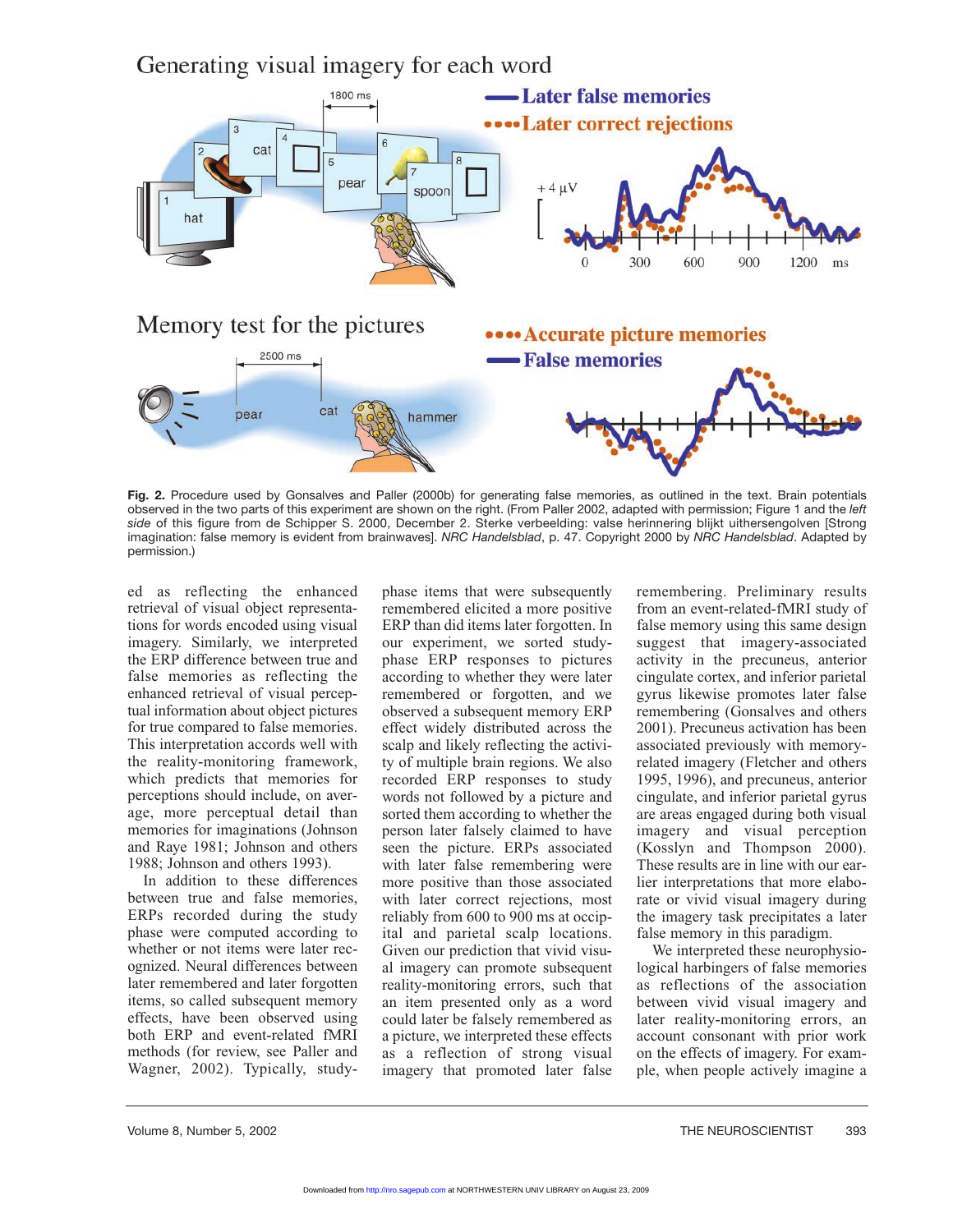Fig. 2. Procedure used by Gonsalves and Paller (2000b) for generating false memories, as outlined in the text. Brain potentials observed in the two parts of this experiment are shown on the right. (From Paller 2002, adapted with permission; Figure 1 and the *left side* of this figure from de Schipper S. 2000, December 2. Sterke verbeelding: valse herinnering blijkt uithersengolven [Strong imagination: false memory is evident from brainwaves]. *NRC Handelsblad*, p. 47. Copyright 2000 by *NRC Handelsblad*. Adapted by permission.)

ed as reflecting the enhanced retrieval of visual object representations for words encoded using visual imagery. Similarly, we interpreted the ERP difference between true and false memories as reflecting the enhanced retrieval of visual perceptual information about object pictures for true compared to false memories. This interpretation accords well with the reality-monitoring framework, which predicts that memories for perceptions should include, on average, more perceptual detail than memories for imaginations (Johnson and Raye 1981; Johnson and others 1988; Johnson and others 1993).

In addition to these differences between true and false memories, ERPs recorded during the study phase were computed according to whether or not items were later recognized. Neural differences between later remembered and later forgotten items, so called subsequent memory effects, have been observed using both ERP and event-related fMRI methods (for review, see Paller and Wagner, 2002). Typically, study-phase items that were subsequently remembered elicited a more positive ERP than did items later forgotten. In our experiment, we sorted study-phase ERP responses to pictures according to whether they were later remembered or forgotten, and we observed a subsequent memory ERP effect widely distributed across the scalp and likely reflecting the activity of multiple brain regions. We also recorded ERP responses to study words not followed by a picture and sorted them according to whether the person later falsely claimed to have seen the picture. ERPs associated with later false remembering were more positive than those associated with later correct rejections, most reliably from 600 to 900 ms at occipital and parietal scalp locations. Given our prediction that vivid visual imagery can promote subsequent reality-monitoring errors, such that an item presented only as a word could later be falsely remembered as a picture, we interpreted these effects as a reflection of strong visual imagery that promoted later false remembering. Preliminary results from an event-related-fMRI study of false memory using this same design suggest that imagery-associated activity in the precuneus, anterior cingulate cortex, and inferior parietal gyrus likewise promotes later false remembering (Gonsalves and others 2001). Precuneus activation has been associated previously with memory-related imagery (Fletcher and others 1995, 1996), and precuneus, anterior cingulate, and inferior parietal gyrus are areas engaged during both visual imagery and visual perception (Kosslyn and Thompson 2000). These results are in line with our earlier interpretations that more elaborate or vivid visual imagery during the imagery task precipitates a later false memory in this paradigm.

We interpreted these neurophysiological harbingers of false memories as reflections of the association between vivid visual imagery and later reality-monitoring errors, an account consonant with prior work on the effects of imagery. For example, when people actively imagine a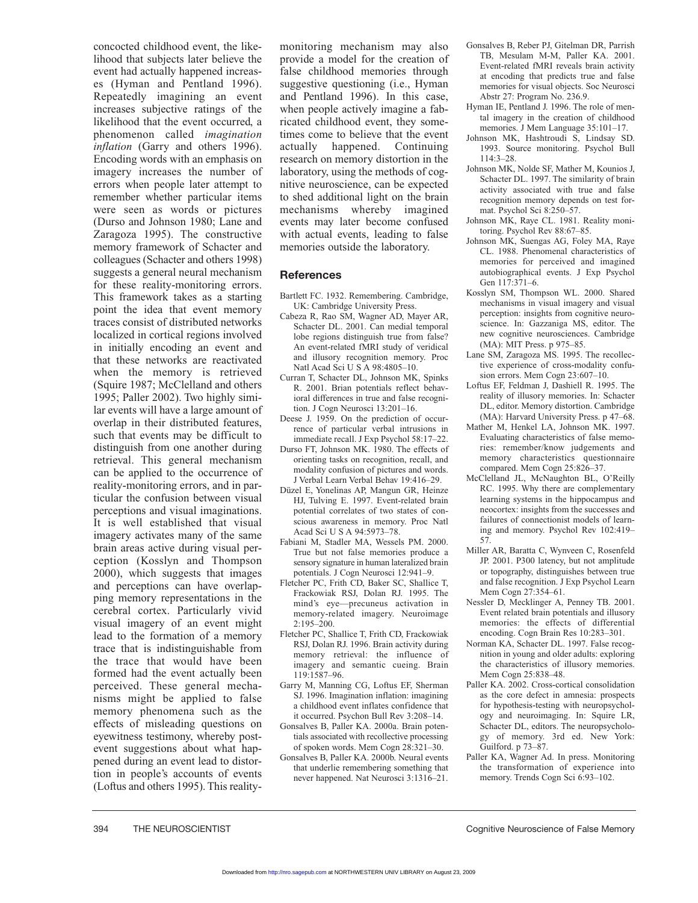concocted childhood event, the likelihood that subjects later believe the event had actually happened increases (Hyman and Pentland 1996). Repeatedly imagining an event increases subjective ratings of the likelihood that the event occurred, a phenomenon called *imagination inflation* (Garry and others 1996). Encoding words with an emphasis on imagery increases the number of errors when people later attempt to remember whether particular items were seen as words or pictures (Durso and Johnson 1980; Lane and Zaragoza 1995). The constructive memory framework of Schacter and colleagues (Schacter and others 1998) suggests a general neural mechanism for these reality-monitoring errors. This framework takes as a starting point the idea that event memory traces consist of distributed networks localized in cortical regions involved in initially encoding an event and that these networks are reactivated when the memory is retrieved (Squire 1987; McClelland and others 1995; Paller 2002). Two highly similar events will have a large amount of overlap in their distributed features, such that events may be difficult to distinguish from one another during retrieval. This general mechanism can be applied to the occurrence of reality-monitoring errors, and in particular the confusion between visual perceptions and visual imaginations. It is well established that visual imagery activates many of the same brain areas active during visual perception (Kosslyn and Thompson 2000), which suggests that images and perceptions can have overlapping memory representations in the cerebral cortex. Particularly vivid visual imagery of an event might lead to the formation of a memory trace that is indistinguishable from the trace that would have been formed had the event actually been perceived. These general mechanisms might be applied to false memory phenomena such as the effects of misleading questions on eyewitness testimony, whereby post-event suggestions about what happened during an event lead to distortion in people's accounts of events (Loftus and others 1995). This reality-monitoring mechanism may also provide a model for the creation of false childhood memories through suggestive questioning (i.e., Hyman and Pentland 1996). In this case, when people actively imagine a fabricated childhood event, they sometimes come to believe that the event actually happened. Continuing research on memory distortion in the laboratory, using the methods of cognitive neuroscience, can be expected to shed additional light on the brain mechanisms whereby imagined events may later become confused with actual events, leading to false memories outside the laboratory.

## References

Bartlett FC. 1932. Remembering. Cambridge, UK: Cambridge University Press.

Cabeza R, Rao SM, Wagner AD, Mayer AR, Schacter DL. 2001. Can medial temporal lobe regions distinguish true from false? An event-related fMRI study of veridical and illusory recognition memory. Proc Natl Acad Sci U S A 98:4805–10.

Curran T, Schacter DL, Johnson MK, Spinks R. 2001. Brian potentials reflect behavioral differences in true and false recognition. J Cogn Neurosci 13:201–16.

Deese J. 1959. On the prediction of occurrence of particular verbal intrusions in immediate recall. J Exp Psychol 58:17–22.

Durso FT, Johnson MK. 1980. The effects of orienting tasks on recognition, recall, and modality confusion of pictures and words. J Verbal Learn Verbal Behav 19:416–29.

Düzel E, Yonelinas AP, Mangun GR, Heinze HJ, Tulving E. 1997. Event-related brain potential correlates of two states of conscious awareness in memory. Proc Natl Acad Sci U S A 94:5973–78.

Fabiani M, Stadler MA, Wessels PM. 2000. True but not false memories produce a sensory signature in human lateralized brain potentials. J Cogn Neurosci 12:941–9.

Fletcher PC, Frith CD, Baker SC, Shallice T, Frackowiak RSJ, Dolan RJ. 1995. The mind's eye—precuneus activation in memory-related imagery. Neuroimage 2:195–200.

Fletcher PC, Shallice T, Frith CD, Frackowiak RSJ, Dolan RJ. 1996. Brain activity during memory retrieval: the influence of imagery and semantic cueing. Brain 119:1587–96.

Garry M, Manning CG, Loftus EF, Sherman SJ. 1996. Imagination inflation: imagining a childhood event inflates confidence that it occurred. Psychon Bull Rev 3:208–14.

Gonsalves B, Paller KA. 2000a. Brain potentials associated with recollective processing of spoken words. Mem Cogn 28:321–30.

Gonsalves B, Paller KA. 2000b. Neural events that underlie remembering something that never happened. Nat Neurosci 3:1316–21.

Gonsalves B, Reber PJ, Gitelman DR, Parrish TB, Mesulam M-M, Paller KA. 2001. Event-related fMRI reveals brain activity at encoding that predicts true and false memories for visual objects. Soc Neurosci Abstr 27: Program No. 236.9.

Hyman IE, Pentland J. 1996. The role of mental imagery in the creation of childhood memories. J Mem Language 35:101–17.

Johnson MK, Hashtroudi S, Lindsay SD. 1993. Source monitoring. Psychol Bull 114:3–28.

Johnson MK, Nolde SF, Mather M, Kounios J, Schacter DL. 1997. The similarity of brain activity associated with true and false recognition memory depends on test format. Psychol Sci 8:250–57.

Johnson MK, Raye CL. 1981. Reality monitoring. Psychol Rev 88:67–85.

Johnson MK, Suengas AG, Foley MA, Raye CL. 1988. Phenomenal characteristics of memories for perceived and imagined autobiographical events. J Exp Psychol Gen 117:371–6.

Kosslyn SM, Thompson WL. 2000. Shared mechanisms in visual imagery and visual perception: insights from cognitive neuroscience. In: Gazzaniga MS, editor. The new cognitive neurosciences. Cambridge (MA): MIT Press. p 975–85.

Lane SM, Zaragoza MS. 1995. The recollective experience of cross-modality confusion errors. Mem Cogn 23:607–10.

Loftus EF, Feldman J, Dashiell R. 1995. The reality of illusory memories. In: Schacter DL, editor. Memory distortion. Cambridge (MA): Harvard University Press. p 47–68.

Mather M, Henkel LA, Johnson MK. 1997. Evaluating characteristics of false memories: remember/know judgements and memory characteristics questionnaire compared. Mem Cogn 25:826–37.

McClelland JL, McNaughton BL, O'Reilly RC. 1995. Why there are complementary learning systems in the hippocampus and neocortex: insights from the successes and failures of connectionist models of learning and memory. Psychol Rev 102:419–57.

Miller AR, Baratta C, Wynveen C, Rosenfeld JP. 2001. P300 latency, but not amplitude or topography, distinguishes between true and false recognition. J Exp Psychol Learn Mem Cogn 27:354–61.

Nessler D, Mecklinger A, Penney TB. 2001. Event related brain potentials and illusory memories: the effects of differential encoding. Cogn Brain Res 10:283–301.

Norman KA, Schacter DL. 1997. False recognition in young and older adults: exploring the characteristics of illusory memories. Mem Cogn 25:838–48.

Paller KA. 2002. Cross-cortical consolidation as the core defect in amnesia: prospects for hypothesis-testing with neuropsychology and neuroimaging. In: Squire LR, Schacter DL, editors. The neuropsychology of memory. 3rd ed. New York: Guilford. p 73–87.

Paller KA, Wagner Ad. In press. Monitoring the transformation of experience into memory. Trends Cogn Sci 6:93–102.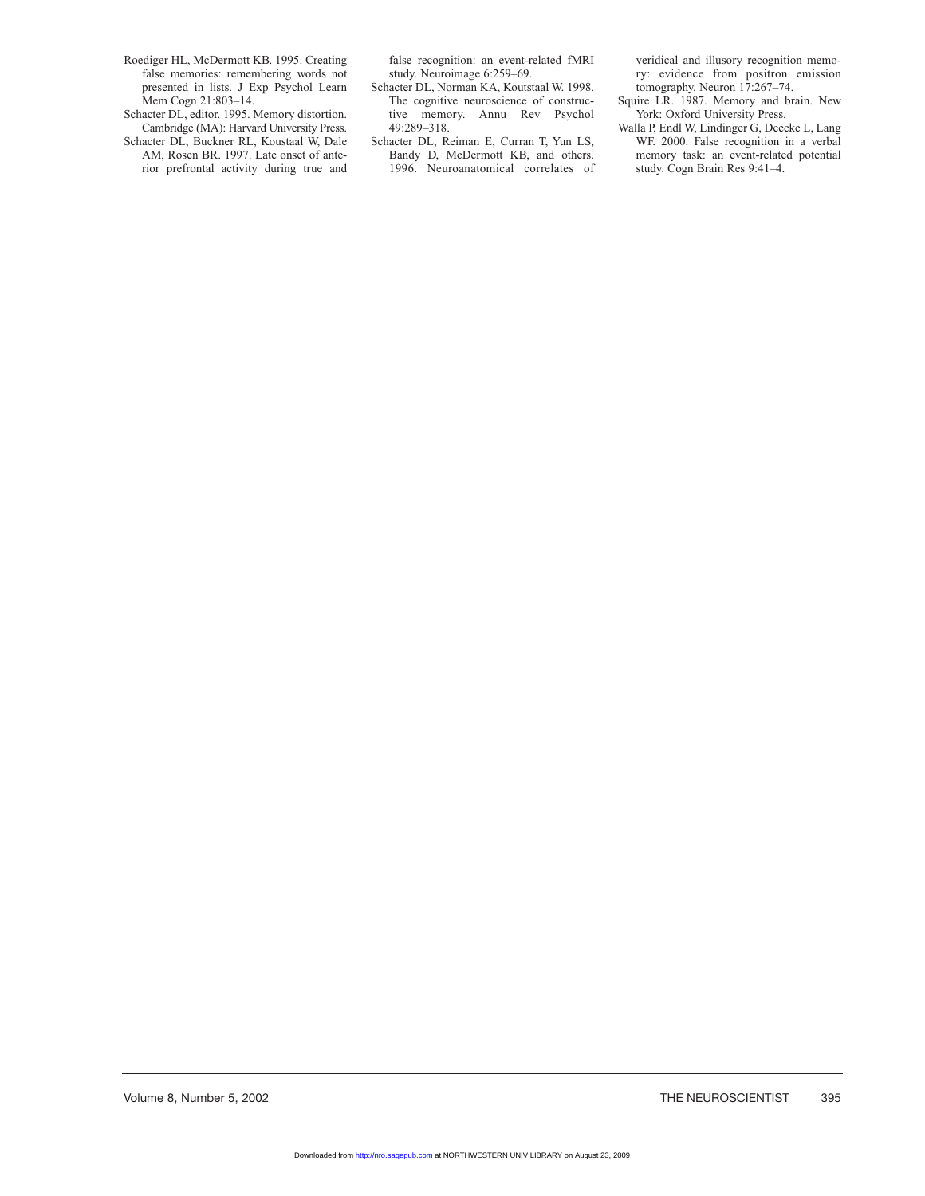Roediger HL, McDermott KB. 1995. Creating false memories: remembering words not presented in lists. J Exp Psychol Learn Mem Cogn 21:803–14.

Schacter DL, editor. 1995. Memory distortion. Cambridge (MA): Harvard University Press.

Schacter DL, Buckner RL, Koustaal W, Dale AM, Rosen BR. 1997. Late onset of anterior prefrontal activity during true and false recognition: an event-related fMRI study. Neuroimage 6:259–69.

Schacter DL, Norman KA, Koutstaal W. 1998. The cognitive neuroscience of constructive memory. Annu Rev Psychol 49:289–318.

Schacter DL, Reiman E, Curran T, Yun LS, Bandy D, McDermott KB, and others. 1996. Neuroanatomical correlates of veridical and illusory recognition memory: evidence from positron emission tomography. Neuron 17:267–74.

Squire LR. 1987. Memory and brain. New York: Oxford University Press.

Walla P, Endl W, Lindinger G, Deecke L, Lang WF. 2000. False recognition in a verbal memory task: an event-related potential study. Cogn Brain Res 9:41–4.